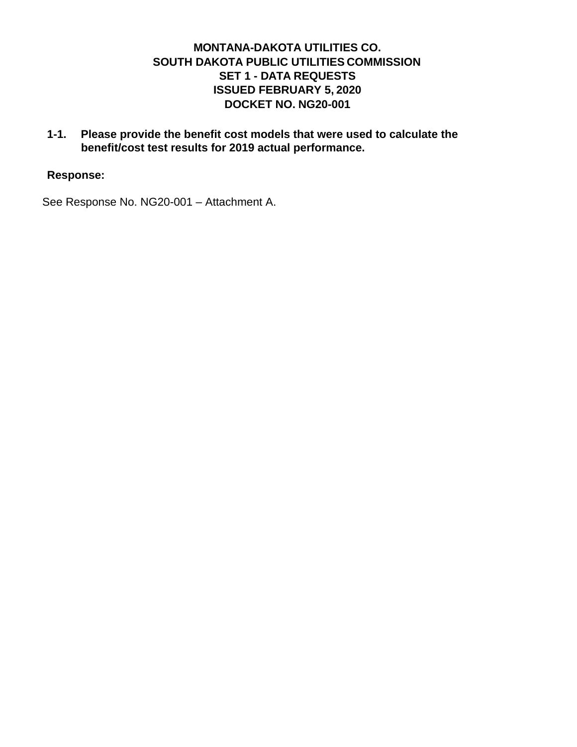**MONTANA-DAKOTA UTILITIES CO.**
**SOUTH DAKOTA PUBLIC UTILITIES COMMISSION**
**SET 1 - DATA REQUESTS**
**ISSUED FEBRUARY 5, 2020**
**DOCKET NO. NG20-001**

**1-1. Please provide the benefit cost models that were used to calculate the benefit/cost test results for 2019 actual performance.**

**Response:**

See Response No. NG20-001 – Attachment A.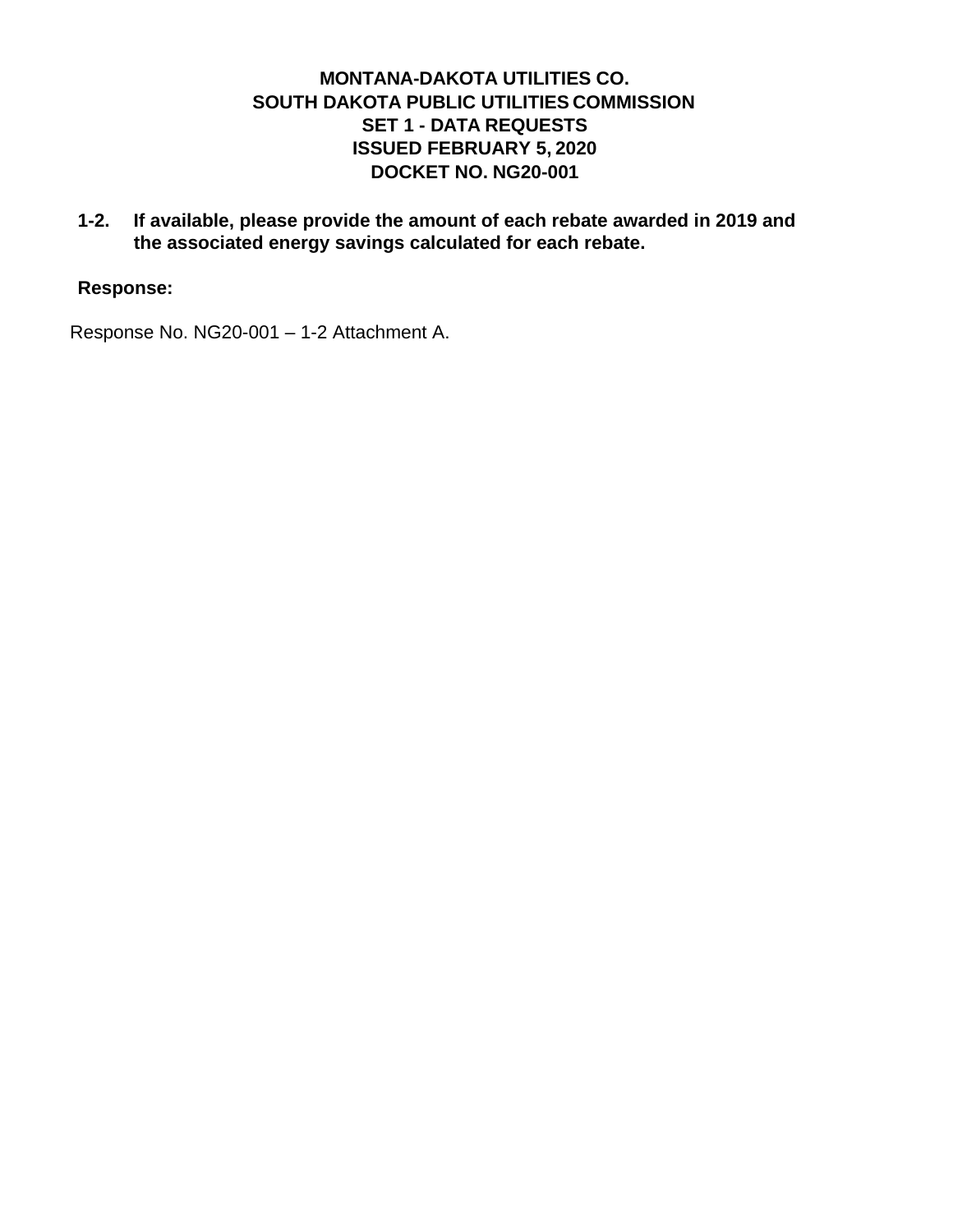**MONTANA-DAKOTA UTILITIES CO.**
**SOUTH DAKOTA PUBLIC UTILITIES COMMISSION**
**SET 1 - DATA REQUESTS**
**ISSUED FEBRUARY 5, 2020**
**DOCKET NO. NG20-001**

**1-2. If available, please provide the amount of each rebate awarded in 2019 and the associated energy savings calculated for each rebate.**

**Response:**

Response No. NG20-001 – 1-2 Attachment A.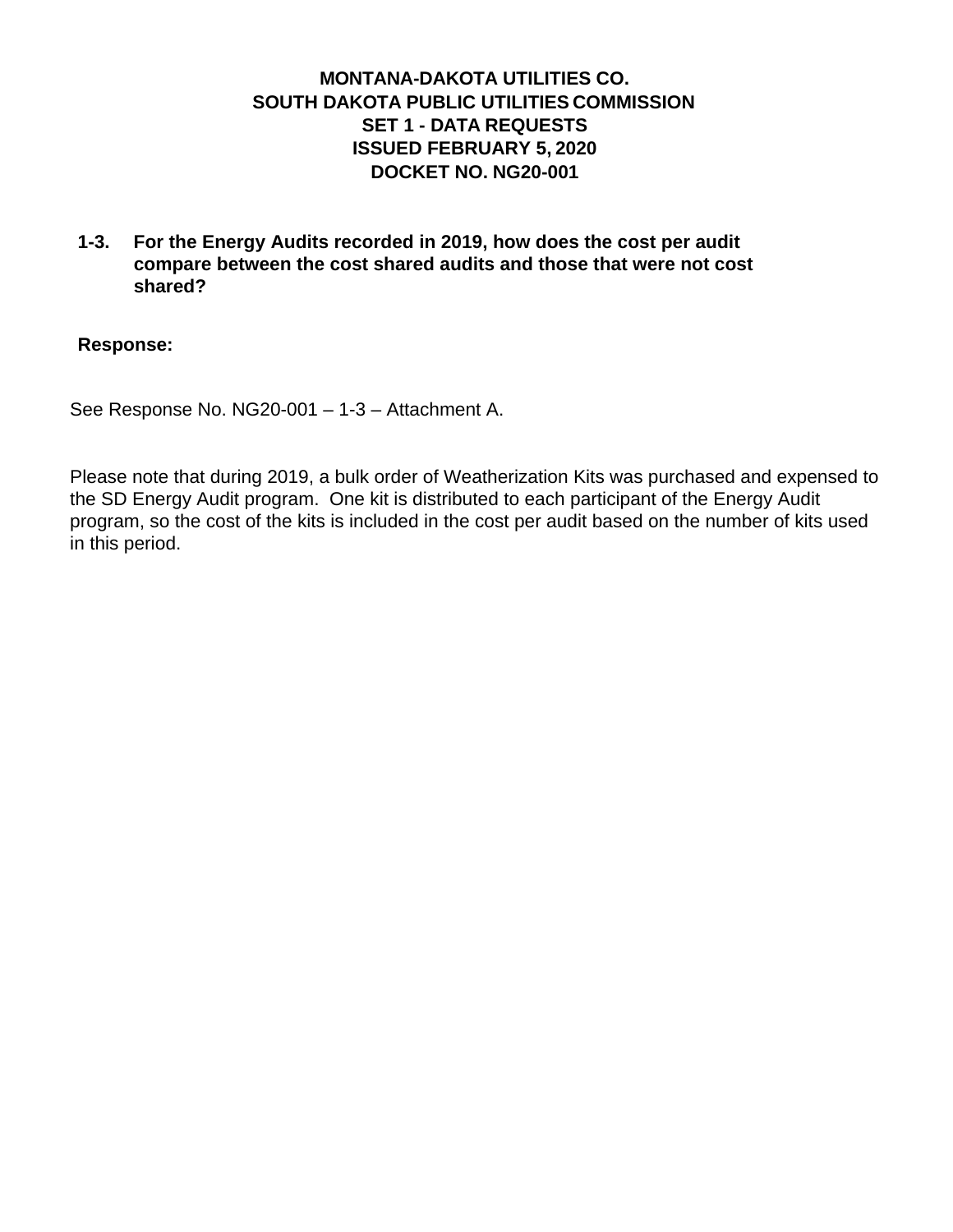**MONTANA-DAKOTA UTILITIES CO.**
**SOUTH DAKOTA PUBLIC UTILITIES COMMISSION**
**SET 1 - DATA REQUESTS**
**ISSUED FEBRUARY 5, 2020**
**DOCKET NO. NG20-001**

**1-3. For the Energy Audits recorded in 2019, how does the cost per audit compare between the cost shared audits and those that were not cost shared?**

**Response:**

See Response No. NG20-001 – 1-3 – Attachment A.

Please note that during 2019, a bulk order of Weatherization Kits was purchased and expensed to the SD Energy Audit program. One kit is distributed to each participant of the Energy Audit program, so the cost of the kits is included in the cost per audit based on the number of kits used in this period.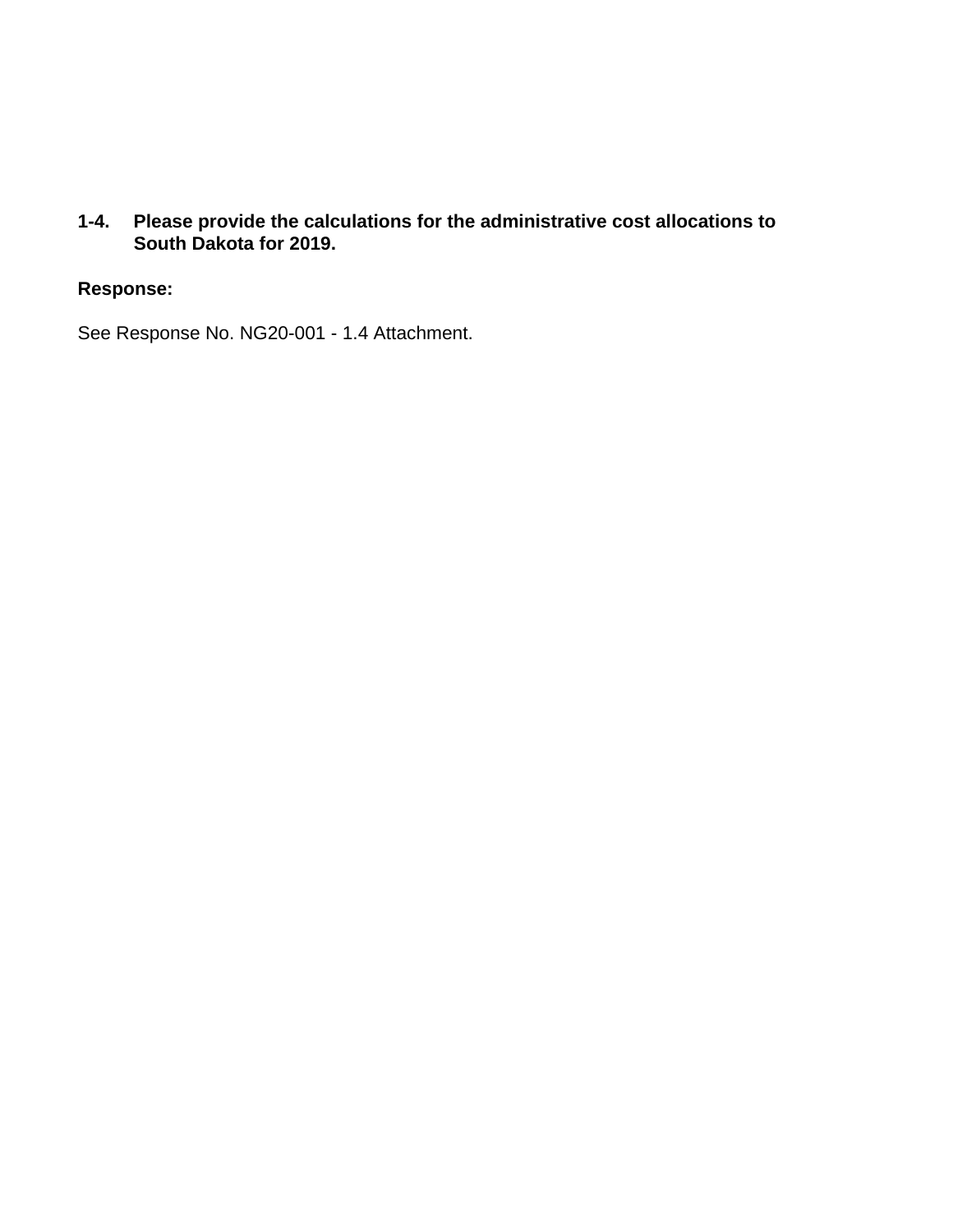**1-4. Please provide the calculations for the administrative cost allocations to South Dakota for 2019.**

**Response:**

See Response No. NG20-001 - 1.4 Attachment.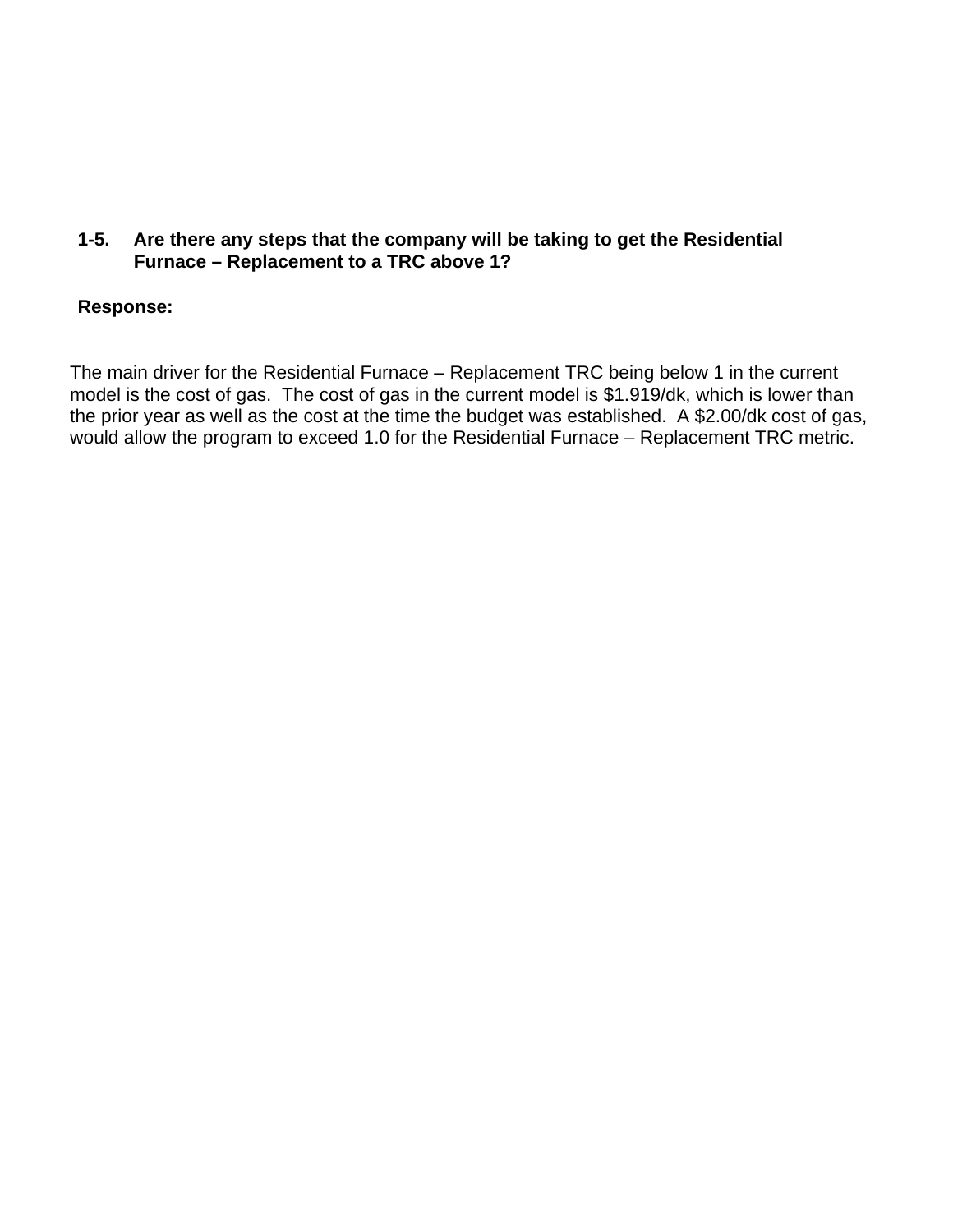**1-5. Are there any steps that the company will be taking to get the Residential Furnace – Replacement to a TRC above 1?**

**Response:**

The main driver for the Residential Furnace – Replacement TRC being below 1 in the current model is the cost of gas. The cost of gas in the current model is $1.919/dk, which is lower than the prior year as well as the cost at the time the budget was established. A $2.00/dk cost of gas, would allow the program to exceed 1.0 for the Residential Furnace – Replacement TRC metric.